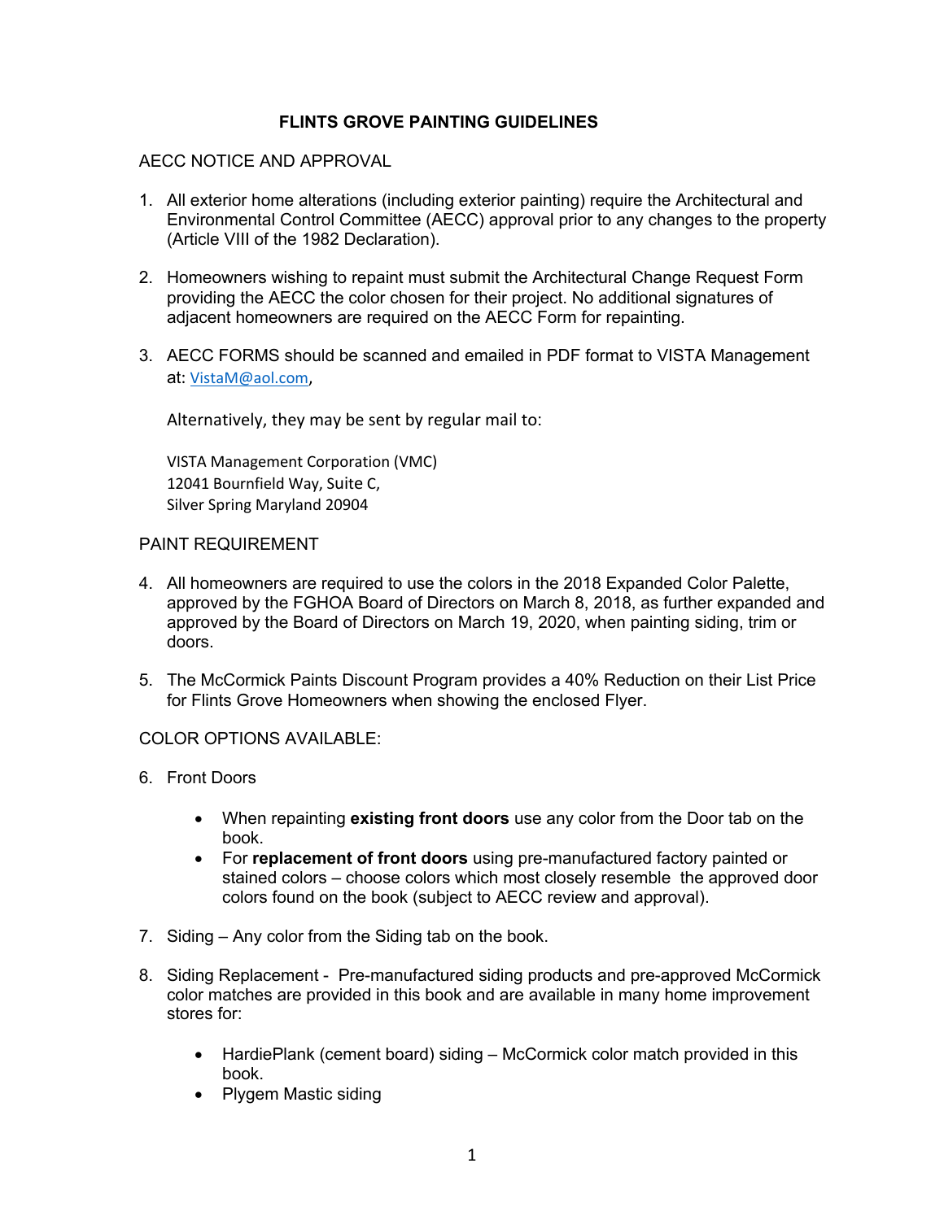# FLINTS GROVE PAINTING GUIDELINES

## AECC NOTICE AND APPROVAL

1. All exterior home alterations (including exterior painting) require the Architectural and Environmental Control Committee (AECC) approval prior to any changes to the property (Article VIII of the 1982 Declaration).

2. Homeowners wishing to repaint must submit the Architectural Change Request Form providing the AECC the color chosen for their project. No additional signatures of adjacent homeowners are required on the AECC Form for repainting.

3. AECC FORMS should be scanned and emailed in PDF format to VISTA Management at: VistaM@aol.com,

   Alternatively, they may be sent by regular mail to:

   VISTA Management Corporation (VMC)
   12041 Bournfield Way, Suite C,
   Silver Spring Maryland 20904

## PAINT REQUIREMENT

4. All homeowners are required to use the colors in the 2018 Expanded Color Palette, approved by the FGHOA Board of Directors on March 8, 2018, as further expanded and approved by the Board of Directors on March 19, 2020, when painting siding, trim or doors.

5. The McCormick Paints Discount Program provides a 40% Reduction on their List Price for Flints Grove Homeowners when showing the enclosed Flyer.

## COLOR OPTIONS AVAILABLE:

6. Front Doors

   - When repainting **existing front doors** use any color from the Door tab on the book.
   - For **replacement of front doors** using pre-manufactured factory painted or stained colors – choose colors which most closely resemble the approved door colors found on the book (subject to AECC review and approval).

7. Siding – Any color from the Siding tab on the book.

8. Siding Replacement - Pre-manufactured siding products and pre-approved McCormick color matches are provided in this book and are available in many home improvement stores for:

   - HardiePlank (cement board) siding – McCormick color match provided in this book.
   - Plygem Mastic siding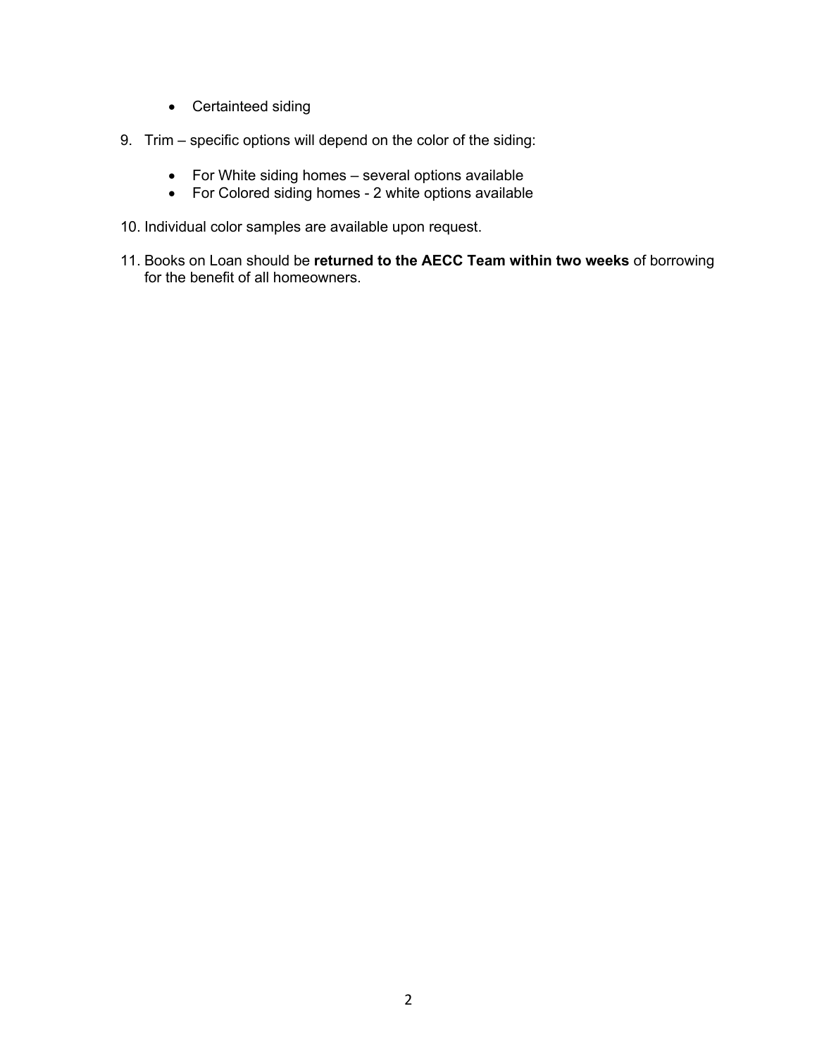- Certainteed siding

9. Trim – specific options will depend on the color of the siding:

   - For White siding homes – several options available
   - For Colored siding homes - 2 white options available

10. Individual color samples are available upon request.

11. Books on Loan should be **returned to the AECC Team within two weeks** of borrowing for the benefit of all homeowners.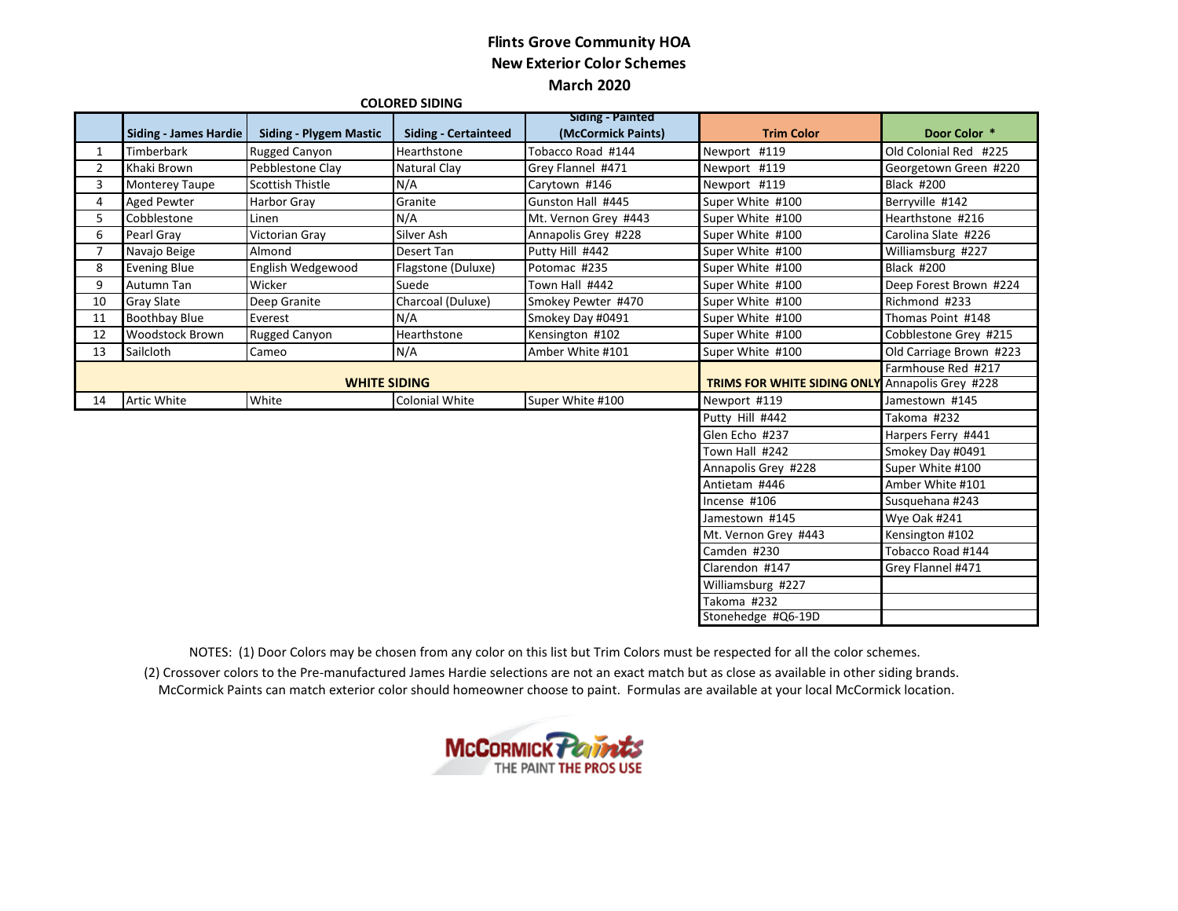# Flints Grove Community HOA
## New Exterior Color Schemes
## March 2020

**COLORED SIDING**

| | Siding - James Hardie | Siding - Plygem Mastic | Siding - Certainteed | Siding - Painted (McCormick Paints) | Trim Color | Door Color * |
|---|---|---|---|---|---|---|
| 1 | Timberbark | Rugged Canyon | Hearthstone | Tobacco Road #144 | Newport #119 | Old Colonial Red #225 |
| 2 | Khaki Brown | Pebblestone Clay | Natural Clay | Grey Flannel #471 | Newport #119 | Georgetown Green #220 |
| 3 | Monterey Taupe | Scottish Thistle | N/A | Carytown #146 | Newport #119 | Black #200 |
| 4 | Aged Pewter | Harbor Gray | Granite | Gunston Hall #445 | Super White #100 | Berryville #142 |
| 5 | Cobblestone | Linen | N/A | Mt. Vernon Grey #443 | Super White #100 | Hearthstone #216 |
| 6 | Pearl Gray | Victorian Gray | Silver Ash | Annapolis Grey #228 | Super White #100 | Carolina Slate #226 |
| 7 | Navajo Beige | Almond | Desert Tan | Putty Hill #442 | Super White #100 | Williamsburg #227 |
| 8 | Evening Blue | English Wedgewood | Flagstone (Duluxe) | Potomac #235 | Super White #100 | Black #200 |
| 9 | Autumn Tan | Wicker | Suede | Town Hall #442 | Super White #100 | Deep Forest Brown #224 |
| 10 | Gray Slate | Deep Granite | Charcoal (Duluxe) | Smokey Pewter #470 | Super White #100 | Richmond #233 |
| 11 | Boothbay Blue | Everest | N/A | Smokey Day #0491 | Super White #100 | Thomas Point #148 |
| 12 | Woodstock Brown | Rugged Canyon | Hearthstone | Kensington #102 | Super White #100 | Cobblestone Grey #215 |
| 13 | Sailcloth | Cameo | N/A | Amber White #101 | Super White #100 | Old Carriage Brown #223 |
| | **WHITE SIDING** | | | | **TRIMS FOR WHITE SIDING ONLY** | Farmhouse Red #217 |
| | | | | | | Annapolis Grey #228 |
| 14 | Artic White | White | Colonial White | Super White #100 | Newport #119 | Jamestown #145 |
| | | | | | Putty Hill #442 | Takoma #232 |
| | | | | | Glen Echo #237 | Harpers Ferry #441 |
| | | | | | Town Hall #242 | Smokey Day #0491 |
| | | | | | Annapolis Grey #228 | Super White #100 |
| | | | | | Antietam #446 | Amber White #101 |
| | | | | | Incense #106 | Susquehana #243 |
| | | | | | Jamestown #145 | Wye Oak #241 |
| | | | | | Mt. Vernon Grey #443 | Kensington #102 |
| | | | | | Camden #230 | Tobacco Road #144 |
| | | | | | Clarendon #147 | Grey Flannel #471 |
| | | | | | Williamsburg #227 | |
| | | | | | Takoma #232 | |
| | | | | | Stonehedge #Q6-19D | |

NOTES: (1) Door Colors may be chosen from any color on this list but Trim Colors must be respected for all the color schemes.

(2) Crossover colors to the Pre-manufactured James Hardie selections are not an exact match but as close as available in other siding brands. McCormick Paints can match exterior color should homeowner choose to paint. Formulas are available at your local McCormick location.

McCORMICK Paints
THE PAINT THE PROS USE